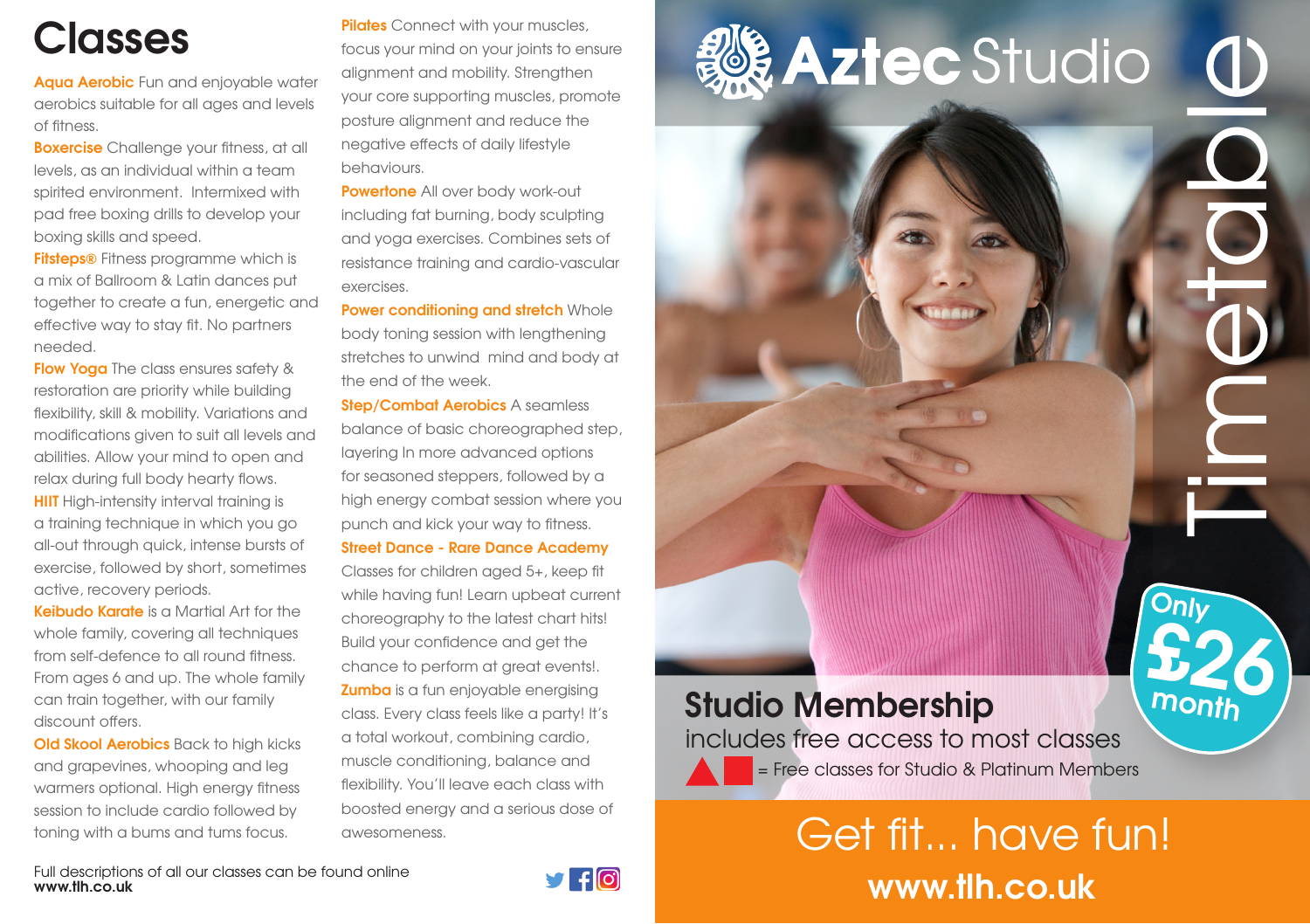# Classes

**Aqua Aerobic** Fun and enjoyable water aerobics suitable for all ages and levels of fitness.

**Boxercise** Challenge your fitness, at all levels, as an individual within a team spirited environment. Intermixed with pad free boxing drills to develop your boxing skills and speed.

**Fitsteps®** Fitness programme which is a mix of Ballroom & Latin dances put together to create a fun, energetic and effective way to stay fit. No partners needed.

**Flow Yoga** The class ensures safety & restoration are priority while building flexibility, skill & mobility. Variations and modifications given to suit all levels and abilities. Allow your mind to open and relax during full body hearty flows.

**HIIT** High-intensity interval training is a training technique in which you go all-out through quick, intense bursts of exercise, followed by short, sometimes active, recovery periods.

**Keibudo Karate** is a Martial Art for the whole family, covering all techniques from self-defence to all round fitness. From ages 6 and up. The whole family can train together, with our family discount offers.

**Old Skool Aerobics** Back to high kicks and grapevines, whooping and leg warmers optional. High energy fitness session to include cardio followed by toning with a bums and tums focus.

**Pilates** Connect with your muscles, focus your mind on your joints to ensure alignment and mobility. Strengthen your core supporting muscles, promote posture alignment and reduce the negative effects of daily lifestyle behaviours.

**Powertone** All over body work-out including fat burning, body sculpting and yoga exercises. Combines sets of resistance training and cardio-vascular exercises.

**Power conditioning and stretch** Whole body toning session with lengthening stretches to unwind mind and body at the end of the week.

**Step/Combat Aerobics** A seamless balance of basic choreographed step, layering In more advanced options for seasoned steppers, followed by a high energy combat session where you punch and kick your way to fitness.

**Street Dance - Rare Dance Academy** Classes for children aged 5+, keep fit while having fun! Learn upbeat current choreography to the latest chart hits! Build your confidence and get the chance to perform at great events!.

**Zumba** is a fun enjoyable energising class. Every class feels like a party! It's a total workout, combining cardio, muscle conditioning, balance and flexibility. You'll leave each class with boosted energy and a serious dose of awesomeness.

Full descriptions of all our classes can be found online
**www.tlh.co.uk**

# Aztec Studio

Timetable

Only £26 month

## Studio Membership

includes free access to most classes

= Free classes for Studio & Platinum Members

Get fit... have fun!

**www.tlh.co.uk**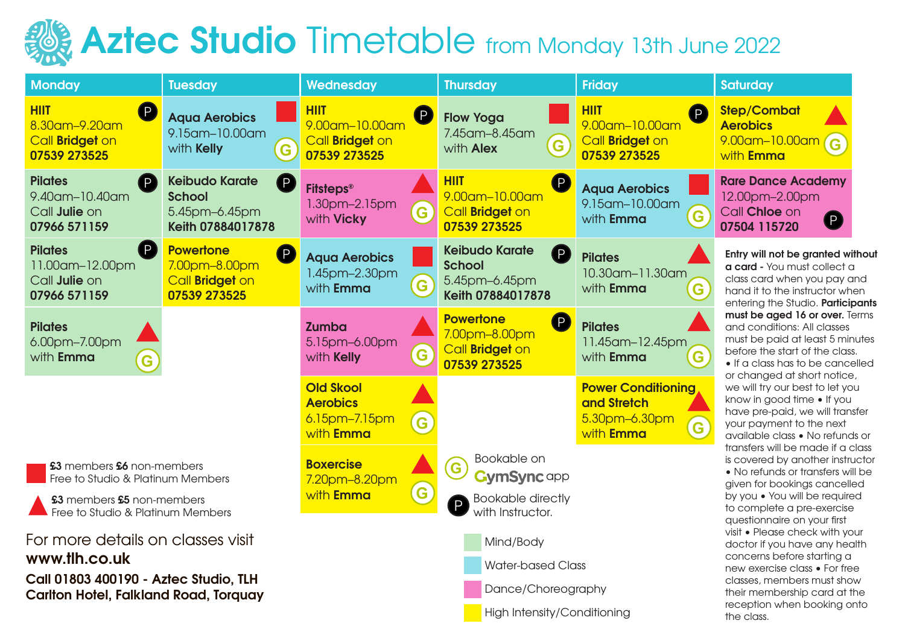# Aztec Studio Timetable from Monday 13th June 2022

| Monday | Tuesday | Wednesday | Thursday | Friday | Saturday |
|---|---|---|---|---|---|
| **HIIT** 8.30am–9.20am Call **Bridget** on **07539 273525** (P) | **Aqua Aerobics** 9.15am–10.00am with **Kelly** (■, G) | **HIIT** 9.00am–10.00am Call **Bridget** on **07539 273525** (P) | **Flow Yoga** 7.45am–8.45am with **Alex** (■, G) | **HIIT** 9.00am–10.00am Call **Bridget** on **07539 273525** (P) | **Step/Combat Aerobics** 9.00am–10.00am with **Emma** (▲, G) |
| **Pilates** 9.40am–10.40am Call **Julie** on **07966 571159** (P) | **Keibudo Karate School** 5.45pm–6.45pm **Keith 07884017878** (P) | **Fitsteps®** 1.30pm–2.15pm with **Vicky** (▲, G) | **HIIT** 9.00am–10.00am Call **Bridget** on **07539 273525** (P) | **Aqua Aerobics** 9.15am–10.00am with **Emma** (■, G) | **Rare Dance Academy** 12.00pm–2.00pm Call **Chloe** on **07504 115720** (P) |
| **Pilates** 11.00am–12.00pm Call **Julie** on **07966 571159** (P) | **Powertone** 7.00pm–8.00pm Call **Bridget** on **07539 273525** (P) | **Aqua Aerobics** 1.45pm–2.30pm with **Emma** (■, G) | **Keibudo Karate School** 5.45pm–6.45pm **Keith 07884017878** (P) | **Pilates** 10.30am–11.30am with **Emma** (▲, G) | |
| **Pilates** 6.00pm–7.00pm with **Emma** (▲, G) | | **Zumba** 5.15pm–6.00pm with **Kelly** (▲, G) | **Powertone** 7.00pm–8.00pm Call **Bridget** on **07539 273525** (P) | **Pilates** 11.45am–12.45pm with **Emma** (▲, G) | |
| | | **Old Skool Aerobics** 6.15pm–7.15pm with **Emma** (▲, G) | | **Power Conditioning and Stretch** 5.30pm–6.30pm with **Emma** (▲, G) | |
| | | **Boxercise** 7.20pm–8.20pm with **Emma** (▲, G) | | | |

■ **£3** members **£6** non-members
Free to Studio & Platinum Members

▲ **£3** members **£5** non-members
Free to Studio & Platinum Members

(G) Bookable on GymSync app

(P) Bookable directly with Instructor.

Mind/Body

Water-based Class

Dance/Choreography

High Intensity/Conditioning

For more details on classes visit
**www.tlh.co.uk**

**Call 01803 400190 - Aztec Studio, TLH Carlton Hotel, Falkland Road, Torquay**

**Entry will not be granted without a card -** You must collect a class card when you pay and hand it to the instructor when entering the Studio. **Participants must be aged 16 or over.** Terms and conditions: All classes must be paid at least 5 minutes before the start of the class. • If a class has to be cancelled or changed at short notice, we will try our best to let you know in good time • If you have pre-paid, we will transfer your payment to the next available class • No refunds or transfers will be made if a class is covered by another instructor • No refunds or transfers will be given for bookings cancelled by you • You will be required to complete a pre-exercise questionnaire on your first visit • Please check with your doctor if you have any health concerns before starting a new exercise class • For free classes, members must show their membership card at the reception when booking onto the class.